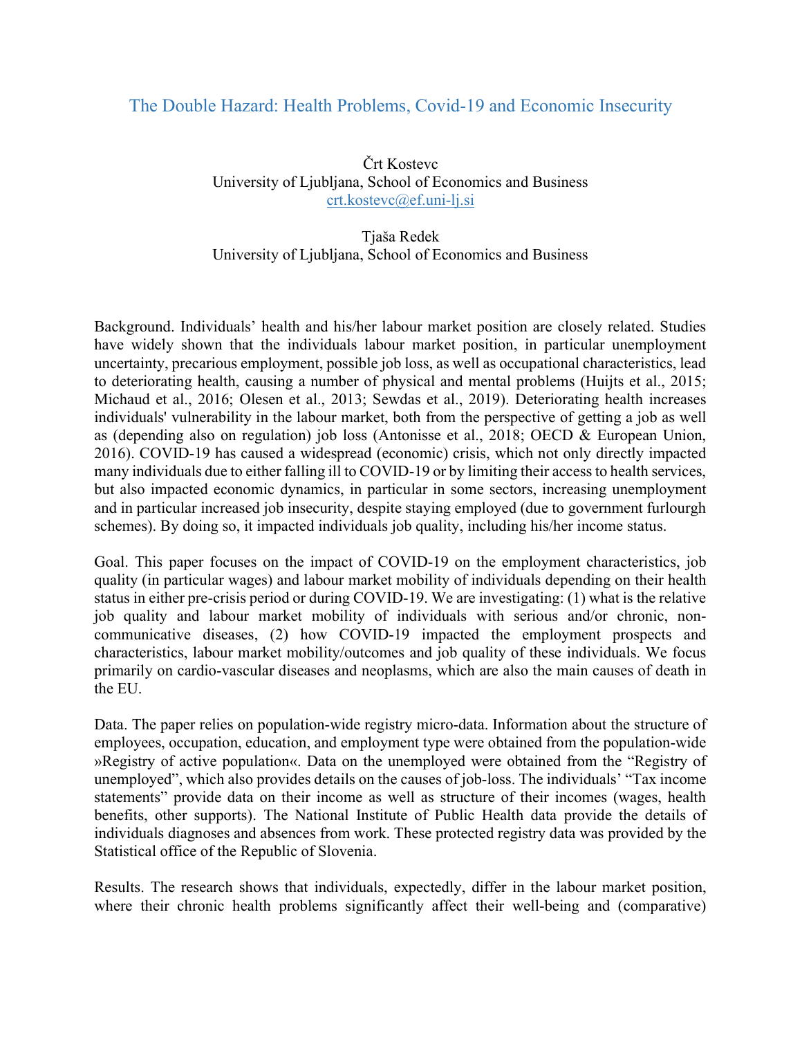# The Double Hazard: Health Problems, Covid-19 and Economic Insecurity

Črt Kostevc
University of Ljubljana, School of Economics and Business
crt.kostevc@ef.uni-lj.si

Tjaša Redek
University of Ljubljana, School of Economics and Business

Background. Individuals' health and his/her labour market position are closely related. Studies have widely shown that the individuals labour market position, in particular unemployment uncertainty, precarious employment, possible job loss, as well as occupational characteristics, lead to deteriorating health, causing a number of physical and mental problems (Huijts et al., 2015; Michaud et al., 2016; Olesen et al., 2013; Sewdas et al., 2019). Deteriorating health increases individuals' vulnerability in the labour market, both from the perspective of getting a job as well as (depending also on regulation) job loss (Antonisse et al., 2018; OECD & European Union, 2016). COVID-19 has caused a widespread (economic) crisis, which not only directly impacted many individuals due to either falling ill to COVID-19 or by limiting their access to health services, but also impacted economic dynamics, in particular in some sectors, increasing unemployment and in particular increased job insecurity, despite staying employed (due to government furlourgh schemes). By doing so, it impacted individuals job quality, including his/her income status.

Goal. This paper focuses on the impact of COVID-19 on the employment characteristics, job quality (in particular wages) and labour market mobility of individuals depending on their health status in either pre-crisis period or during COVID-19. We are investigating: (1) what is the relative job quality and labour market mobility of individuals with serious and/or chronic, non-communicative diseases, (2) how COVID-19 impacted the employment prospects and characteristics, labour market mobility/outcomes and job quality of these individuals. We focus primarily on cardio-vascular diseases and neoplasms, which are also the main causes of death in the EU.

Data. The paper relies on population-wide registry micro-data. Information about the structure of employees, occupation, education, and employment type were obtained from the population-wide »Registry of active population«. Data on the unemployed were obtained from the "Registry of unemployed", which also provides details on the causes of job-loss. The individuals' "Tax income statements" provide data on their income as well as structure of their incomes (wages, health benefits, other supports). The National Institute of Public Health data provide the details of individuals diagnoses and absences from work. These protected registry data was provided by the Statistical office of the Republic of Slovenia.

Results. The research shows that individuals, expectedly, differ in the labour market position, where their chronic health problems significantly affect their well-being and (comparative)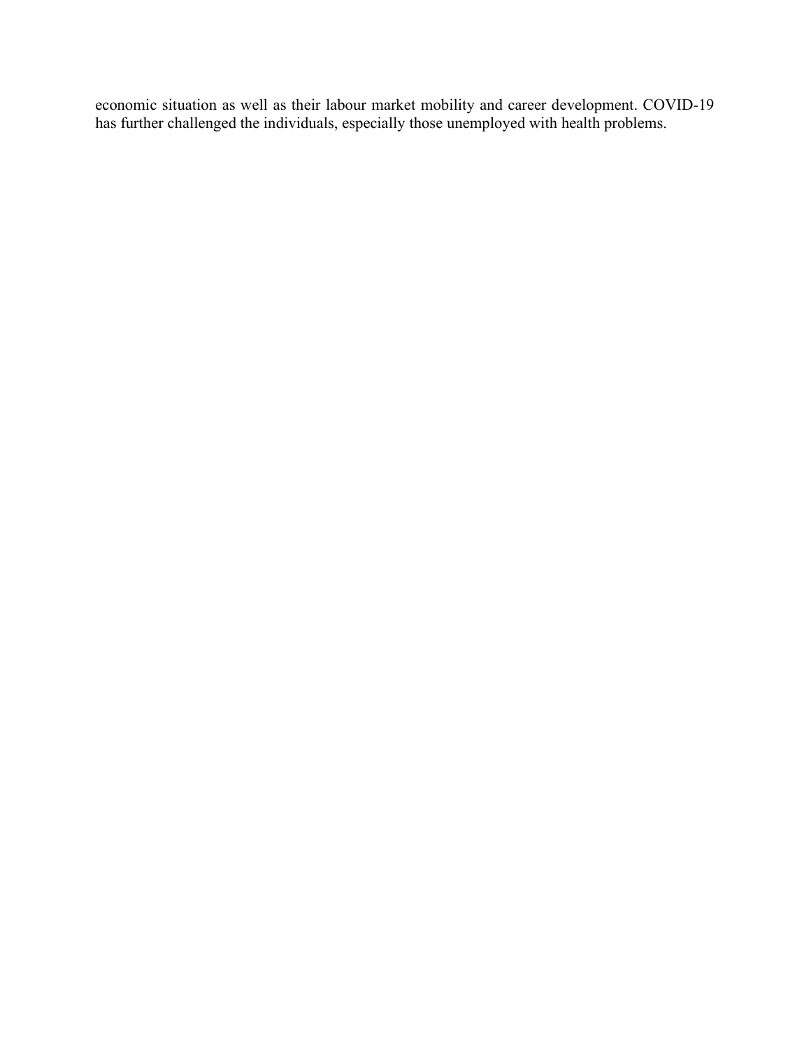economic situation as well as their labour market mobility and career development. COVID-19 has further challenged the individuals, especially those unemployed with health problems.